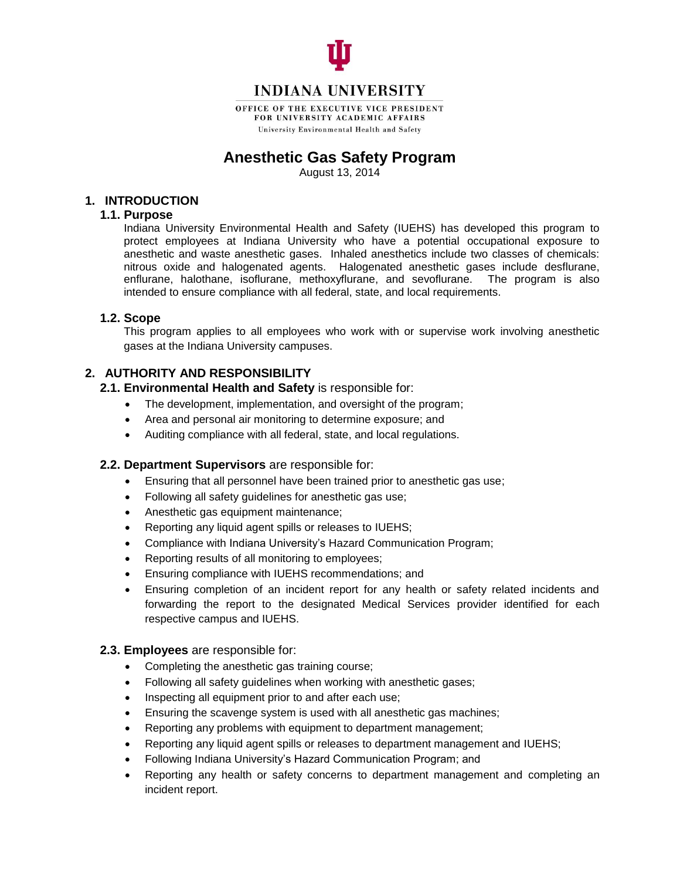INDIANA UNIVERSITY

OFFICE OF THE EXECUTIVE VICE PRESIDENT
FOR UNIVERSITY ACADEMIC AFFAIRS
University Environmental Health and Safety

# Anesthetic Gas Safety Program

August 13, 2014

## 1. INTRODUCTION

### 1.1. Purpose

Indiana University Environmental Health and Safety (IUEHS) has developed this program to protect employees at Indiana University who have a potential occupational exposure to anesthetic and waste anesthetic gases. Inhaled anesthetics include two classes of chemicals: nitrous oxide and halogenated agents. Halogenated anesthetic gases include desflurane, enflurane, halothane, isoflurane, methoxyflurane, and sevoflurane. The program is also intended to ensure compliance with all federal, state, and local requirements.

### 1.2. Scope

This program applies to all employees who work with or supervise work involving anesthetic gases at the Indiana University campuses.

## 2. AUTHORITY AND RESPONSIBILITY

### 2.1. **Environmental Health and Safety** is responsible for:

- The development, implementation, and oversight of the program;
- Area and personal air monitoring to determine exposure; and
- Auditing compliance with all federal, state, and local regulations.

### 2.2. **Department Supervisors** are responsible for:

- Ensuring that all personnel have been trained prior to anesthetic gas use;
- Following all safety guidelines for anesthetic gas use;
- Anesthetic gas equipment maintenance;
- Reporting any liquid agent spills or releases to IUEHS;
- Compliance with Indiana University's Hazard Communication Program;
- Reporting results of all monitoring to employees;
- Ensuring compliance with IUEHS recommendations; and
- Ensuring completion of an incident report for any health or safety related incidents and forwarding the report to the designated Medical Services provider identified for each respective campus and IUEHS.

### 2.3. **Employees** are responsible for:

- Completing the anesthetic gas training course;
- Following all safety guidelines when working with anesthetic gases;
- Inspecting all equipment prior to and after each use;
- Ensuring the scavenge system is used with all anesthetic gas machines;
- Reporting any problems with equipment to department management;
- Reporting any liquid agent spills or releases to department management and IUEHS;
- Following Indiana University's Hazard Communication Program; and
- Reporting any health or safety concerns to department management and completing an incident report.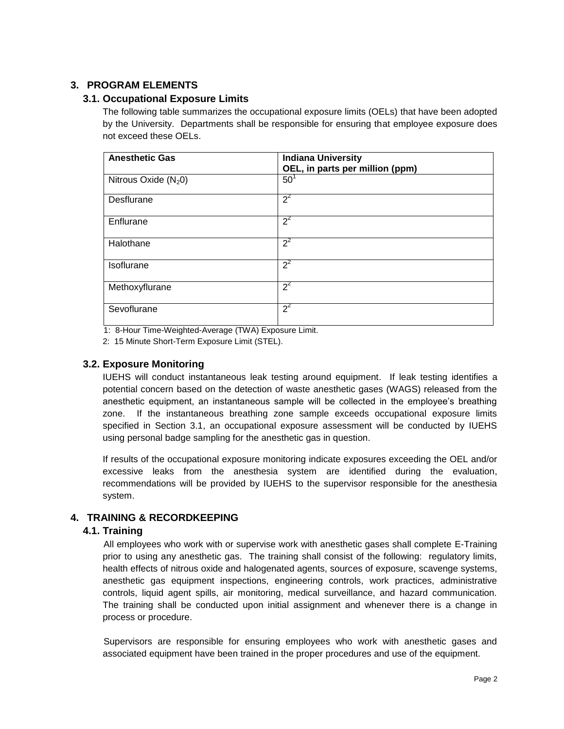## 3. PROGRAM ELEMENTS

### 3.1. Occupational Exposure Limits

The following table summarizes the occupational exposure limits (OELs) that have been adopted by the University. Departments shall be responsible for ensuring that employee exposure does not exceed these OELs.

| Anesthetic Gas | Indiana University OEL, in parts per million (ppm) |
| --- | --- |
| Nitrous Oxide ($N_2O$) | 50[1] |
| Desflurane | 2[2] |
| Enflurane | 2[2] |
| Halothane | 2[2] |
| Isoflurane | 2[2] |
| Methoxyflurane | 2[2] |
| Sevoflurane | 2[2] |

1: 8-Hour Time-Weighted-Average (TWA) Exposure Limit.

2: 15 Minute Short-Term Exposure Limit (STEL).

### 3.2. Exposure Monitoring

IUEHS will conduct instantaneous leak testing around equipment. If leak testing identifies a potential concern based on the detection of waste anesthetic gases (WAGS) released from the anesthetic equipment, an instantaneous sample will be collected in the employee's breathing zone. If the instantaneous breathing zone sample exceeds occupational exposure limits specified in Section 3.1, an occupational exposure assessment will be conducted by IUEHS using personal badge sampling for the anesthetic gas in question.

If results of the occupational exposure monitoring indicate exposures exceeding the OEL and/or excessive leaks from the anesthesia system are identified during the evaluation, recommendations will be provided by IUEHS to the supervisor responsible for the anesthesia system.

## 4. TRAINING & RECORDKEEPING

### 4.1. Training

All employees who work with or supervise work with anesthetic gases shall complete E-Training prior to using any anesthetic gas. The training shall consist of the following: regulatory limits, health effects of nitrous oxide and halogenated agents, sources of exposure, scavenge systems, anesthetic gas equipment inspections, engineering controls, work practices, administrative controls, liquid agent spills, air monitoring, medical surveillance, and hazard communication. The training shall be conducted upon initial assignment and whenever there is a change in process or procedure.

Supervisors are responsible for ensuring employees who work with anesthetic gases and associated equipment have been trained in the proper procedures and use of the equipment.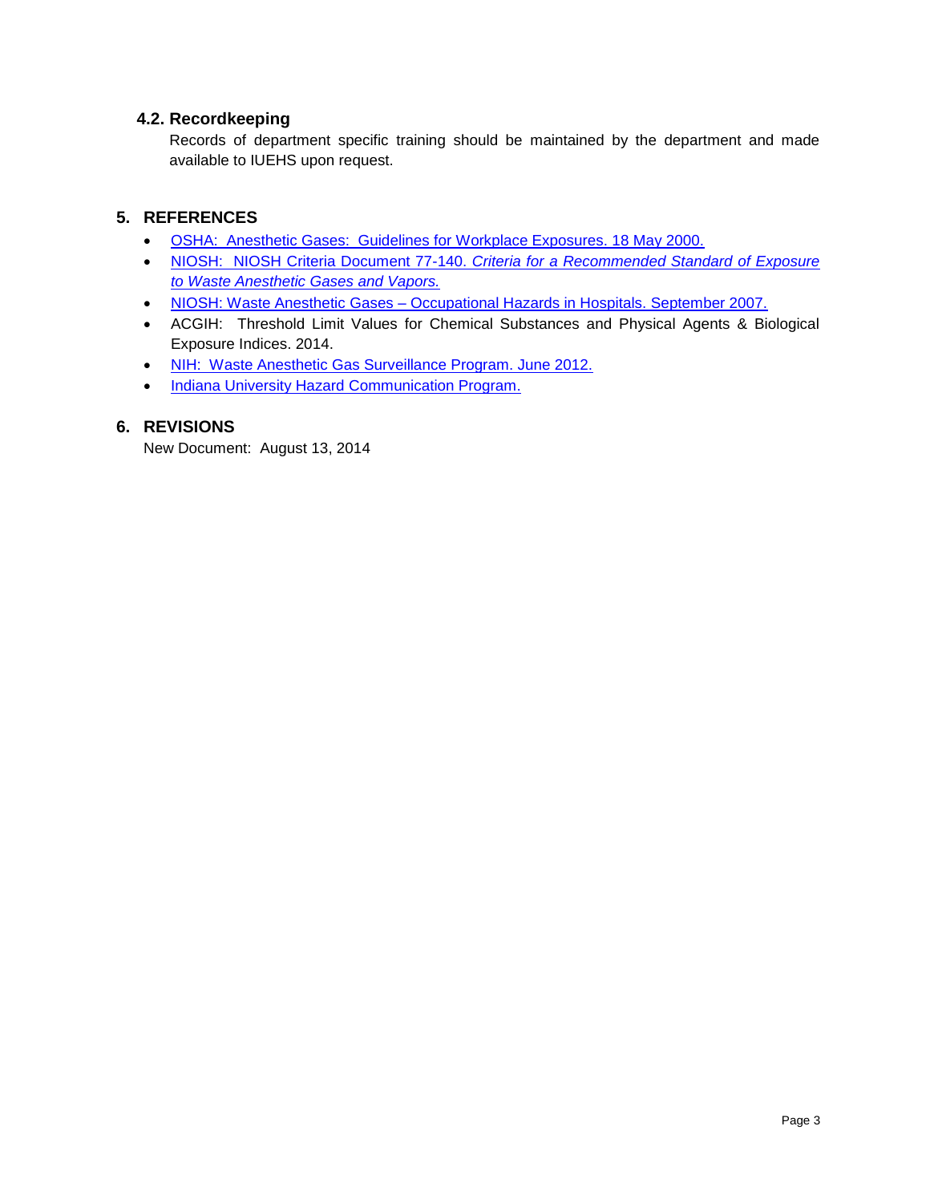### 4.2. Recordkeeping

Records of department specific training should be maintained by the department and made available to IUEHS upon request.

## 5. REFERENCES

- OSHA: Anesthetic Gases: Guidelines for Workplace Exposures. 18 May 2000.
- NIOSH: NIOSH Criteria Document 77-140. *Criteria for a Recommended Standard of Exposure to Waste Anesthetic Gases and Vapors.*
- NIOSH: Waste Anesthetic Gases – Occupational Hazards in Hospitals. September 2007.
- ACGIH: Threshold Limit Values for Chemical Substances and Physical Agents & Biological Exposure Indices. 2014.
- NIH: Waste Anesthetic Gas Surveillance Program. June 2012.
- Indiana University Hazard Communication Program.

## 6. REVISIONS

New Document: August 13, 2014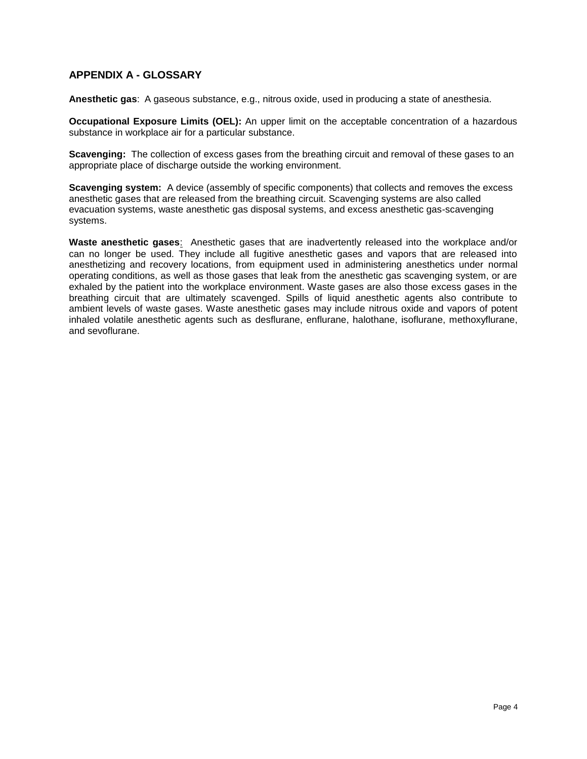## APPENDIX A - GLOSSARY

**Anesthetic gas**: A gaseous substance, e.g., nitrous oxide, used in producing a state of anesthesia.

**Occupational Exposure Limits (OEL):** An upper limit on the acceptable concentration of a hazardous substance in workplace air for a particular substance.

**Scavenging:** The collection of excess gases from the breathing circuit and removal of these gases to an appropriate place of discharge outside the working environment.

**Scavenging system:** A device (assembly of specific components) that collects and removes the excess anesthetic gases that are released from the breathing circuit. Scavenging systems are also called evacuation systems, waste anesthetic gas disposal systems, and excess anesthetic gas-scavenging systems.

**Waste anesthetic gases**: Anesthetic gases that are inadvertently released into the workplace and/or can no longer be used. They include all fugitive anesthetic gases and vapors that are released into anesthetizing and recovery locations, from equipment used in administering anesthetics under normal operating conditions, as well as those gases that leak from the anesthetic gas scavenging system, or are exhaled by the patient into the workplace environment. Waste gases are also those excess gases in the breathing circuit that are ultimately scavenged. Spills of liquid anesthetic agents also contribute to ambient levels of waste gases. Waste anesthetic gases may include nitrous oxide and vapors of potent inhaled volatile anesthetic agents such as desflurane, enflurane, halothane, isoflurane, methoxyflurane, and sevoflurane.